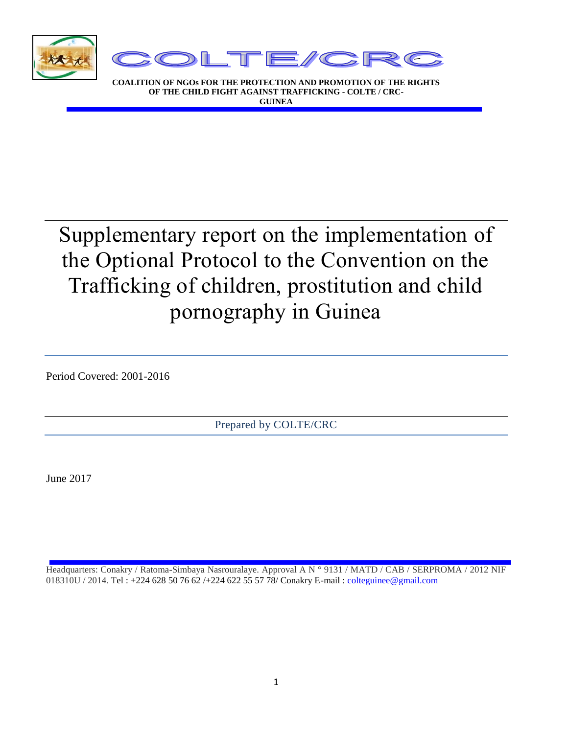# COLTE/CRC

**COALITION OF NGOs FOR THE PROTECTION AND PROMOTION OF THE RIGHTS OF THE CHILD FIGHT AGAINST TRAFFICKING - COLTE / CRC-GUINEA**

# Supplementary report on the implementation of the Optional Protocol to the Convention on the Trafficking of children, prostitution and child pornography in Guinea

Period Covered: 2001-2016

Prepared by COLTE/CRC

June 2017

Headquarters: Conakry / Ratoma-Simbaya Nasrouralaye. Approval A N ° 9131 / MATD / CAB / SERPROMA / 2012 NIF 018310U / 2014. Tel : +224 628 50 76 62 /+224 622 55 57 78/ Conakry E-mail : colteguinee@gmail.com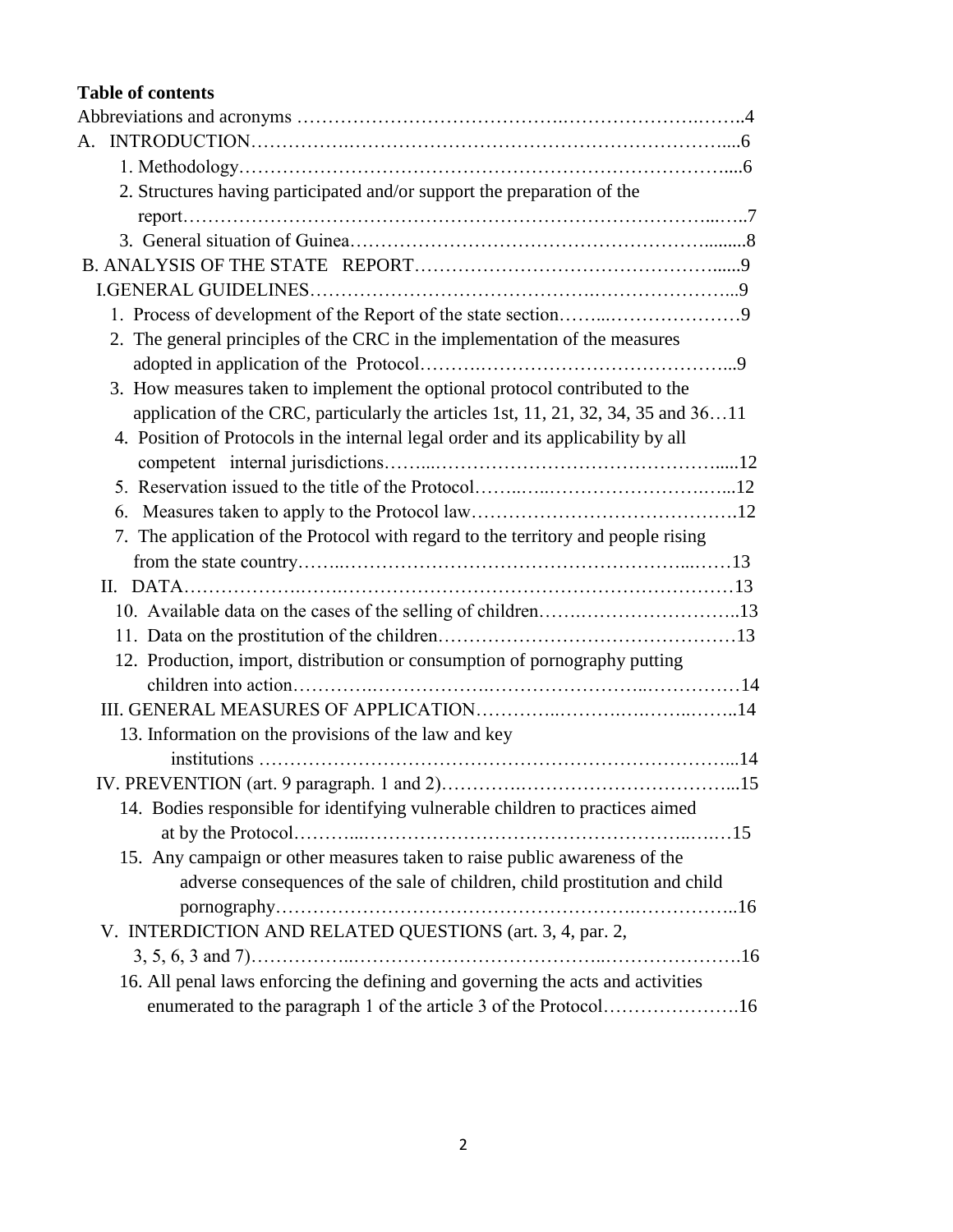**Table of contents**

Abbreviations and acronyms ……………………………………….…………………….……..4

A. INTRODUCTION…………….………………………………………………………....6

1. Methodology……………………………………………………………………….....6

2. Structures having participated and/or support the preparation of the report………………………………………………………………………………...…..7

3. General situation of Guinea…………………………………………………….........8

B. ANALYSIS OF THE STATE REPORT……………………………………………......9

I.GENERAL GUIDELINES……………………………………….……………………...9

1. Process of development of the Report of the state section……....…………………9

2. The general principles of the CRC in the implementation of the measures adopted in application of the Protocol……….……………………………………...9

3. How measures taken to implement the optional protocol contributed to the application of the CRC, particularly the articles 1st, 11, 21, 32, 34, 35 and 36…11

4. Position of Protocols in the internal legal order and its applicability by all competent internal jurisdictions……...…………………………………………......12

5. Reservation issued to the title of the Protocol……..…..……………………….…...12

6. Measures taken to apply to the Protocol law…………………………………….12

7. The application of the Protocol with regard to the territory and people rising from the state country……..……………………………………………….....……13

II. DATA……………….…….………………………………………………………13

10. Available data on the cases of the selling of children…….……………………..13

11. Data on the prostitution of the children………………………………………13

12. Production, import, distribution or consumption of pornography putting children into action………….……………….……………………..……………14

III. GENERAL MEASURES OF APPLICATION…………..……….……….……..14

13. Information on the provisions of the law and key institutions …………………………………………………………………...14

IV. PREVENTION (art. 9 paragraph. 1 and 2)………….……………………………...15

14. Bodies responsible for identifying vulnerable children to practices aimed at by the Protocol………...…………………………………………….….…15

15. Any campaign or other measures taken to raise public awareness of the adverse consequences of the sale of children, child prostitution and child pornography………………………………………………….……………..16

V. INTERDICTION AND RELATED QUESTIONS (art. 3, 4, par. 2, 3, 5, 6, 3 and 7)……………..…………………………………..………………….16

16. All penal laws enforcing the defining and governing the acts and activities enumerated to the paragraph 1 of the article 3 of the Protocol………………….16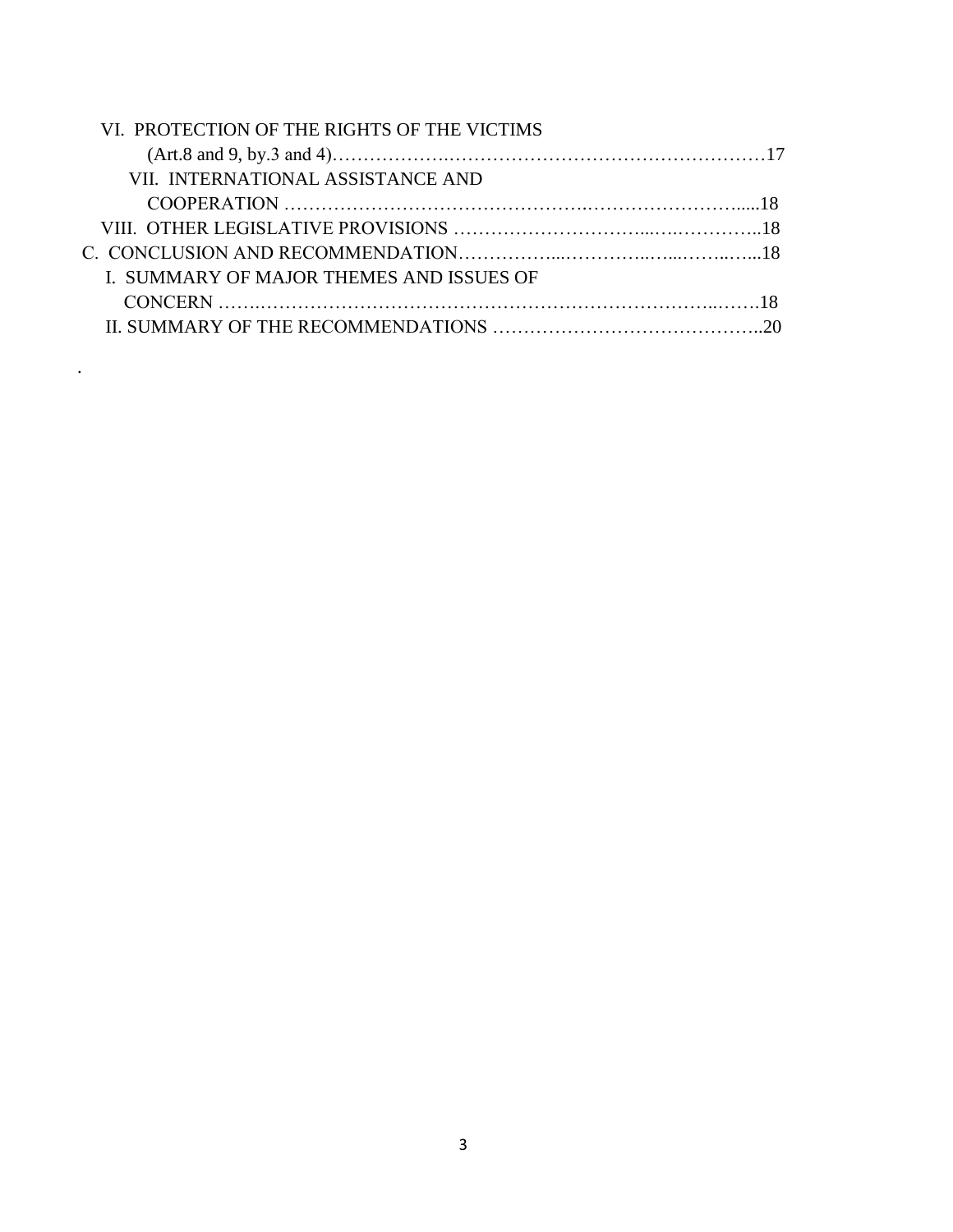VI. PROTECTION OF THE RIGHTS OF THE VICTIMS (Art.8 and 9, by.3 and 4) …… 17

VII. INTERNATIONAL ASSISTANCE AND COOPERATION …… 18

VIII. OTHER LEGISLATIVE PROVISIONS …… 18

C. CONCLUSION AND RECOMMENDATION …… 18

I. SUMMARY OF MAJOR THEMES AND ISSUES OF CONCERN …… 18

II. SUMMARY OF THE RECOMMENDATIONS …… 20

.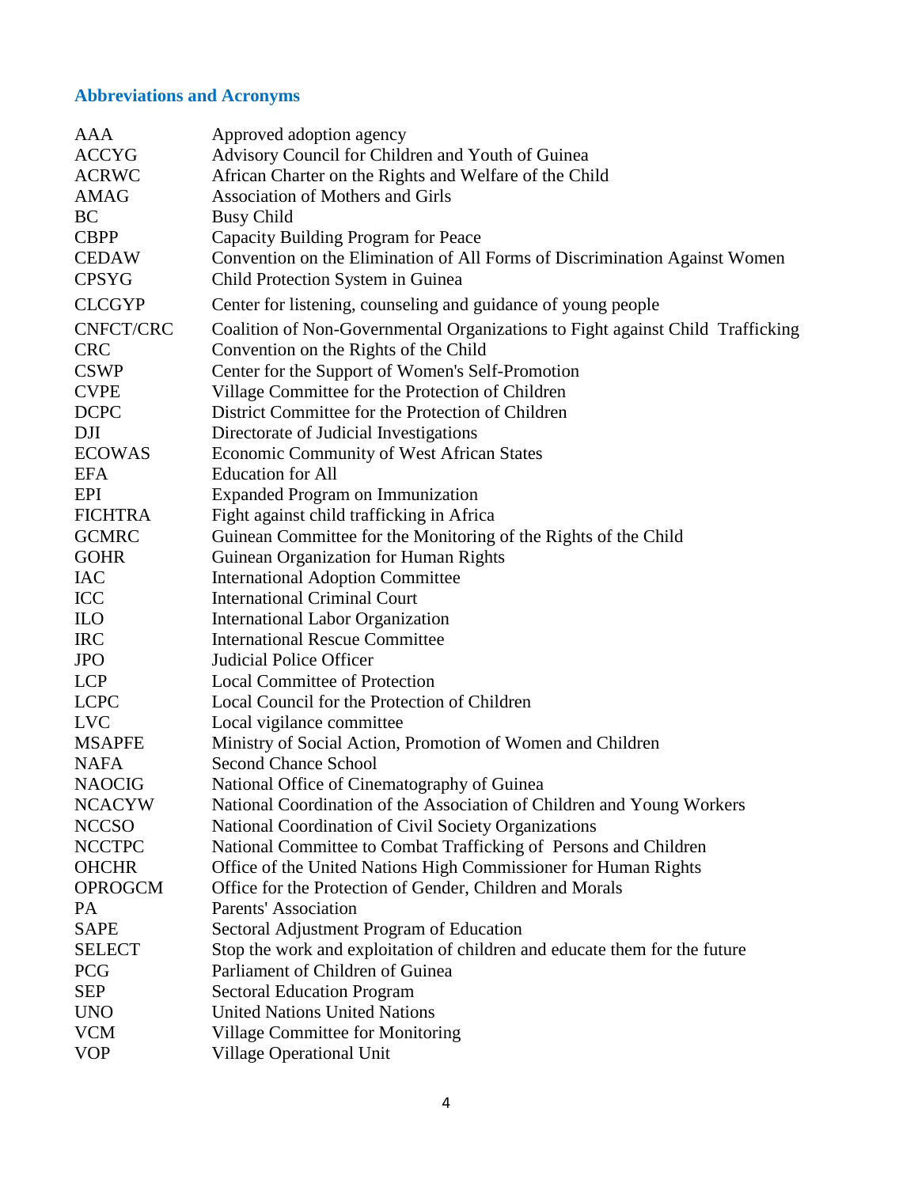## Abbreviations and Acronyms

| | |
|---|---|
| AAA | Approved adoption agency |
| ACCYG | Advisory Council for Children and Youth of Guinea |
| ACRWC | African Charter on the Rights and Welfare of the Child |
| AMAG | Association of Mothers and Girls |
| BC | Busy Child |
| CBPP | Capacity Building Program for Peace |
| CEDAW | Convention on the Elimination of All Forms of Discrimination Against Women |
| CPSYG | Child Protection System in Guinea |
| CLCGYP | Center for listening, counseling and guidance of young people |
| CNFCT/CRC | Coalition of Non-Governmental Organizations to Fight against Child Trafficking |
| CRC | Convention on the Rights of the Child |
| CSWP | Center for the Support of Women's Self-Promotion |
| CVPE | Village Committee for the Protection of Children |
| DCPC | District Committee for the Protection of Children |
| DJI | Directorate of Judicial Investigations |
| ECOWAS | Economic Community of West African States |
| EFA | Education for All |
| EPI | Expanded Program on Immunization |
| FICHTRA | Fight against child trafficking in Africa |
| GCMRC | Guinean Committee for the Monitoring of the Rights of the Child |
| GOHR | Guinean Organization for Human Rights |
| IAC | International Adoption Committee |
| ICC | International Criminal Court |
| ILO | International Labor Organization |
| IRC | International Rescue Committee |
| JPO | Judicial Police Officer |
| LCP | Local Committee of Protection |
| LCPC | Local Council for the Protection of Children |
| LVC | Local vigilance committee |
| MSAPFE | Ministry of Social Action, Promotion of Women and Children |
| NAFA | Second Chance School |
| NAOCIG | National Office of Cinematography of Guinea |
| NCACYW | National Coordination of the Association of Children and Young Workers |
| NCCSO | National Coordination of Civil Society Organizations |
| NCCTPC | National Committee to Combat Trafficking of Persons and Children |
| OHCHR | Office of the United Nations High Commissioner for Human Rights |
| OPROGCM | Office for the Protection of Gender, Children and Morals |
| PA | Parents' Association |
| SAPE | Sectoral Adjustment Program of Education |
| SELECT | Stop the work and exploitation of children and educate them for the future |
| PCG | Parliament of Children of Guinea |
| SEP | Sectoral Education Program |
| UNO | United Nations United Nations |
| VCM | Village Committee for Monitoring |
| VOP | Village Operational Unit |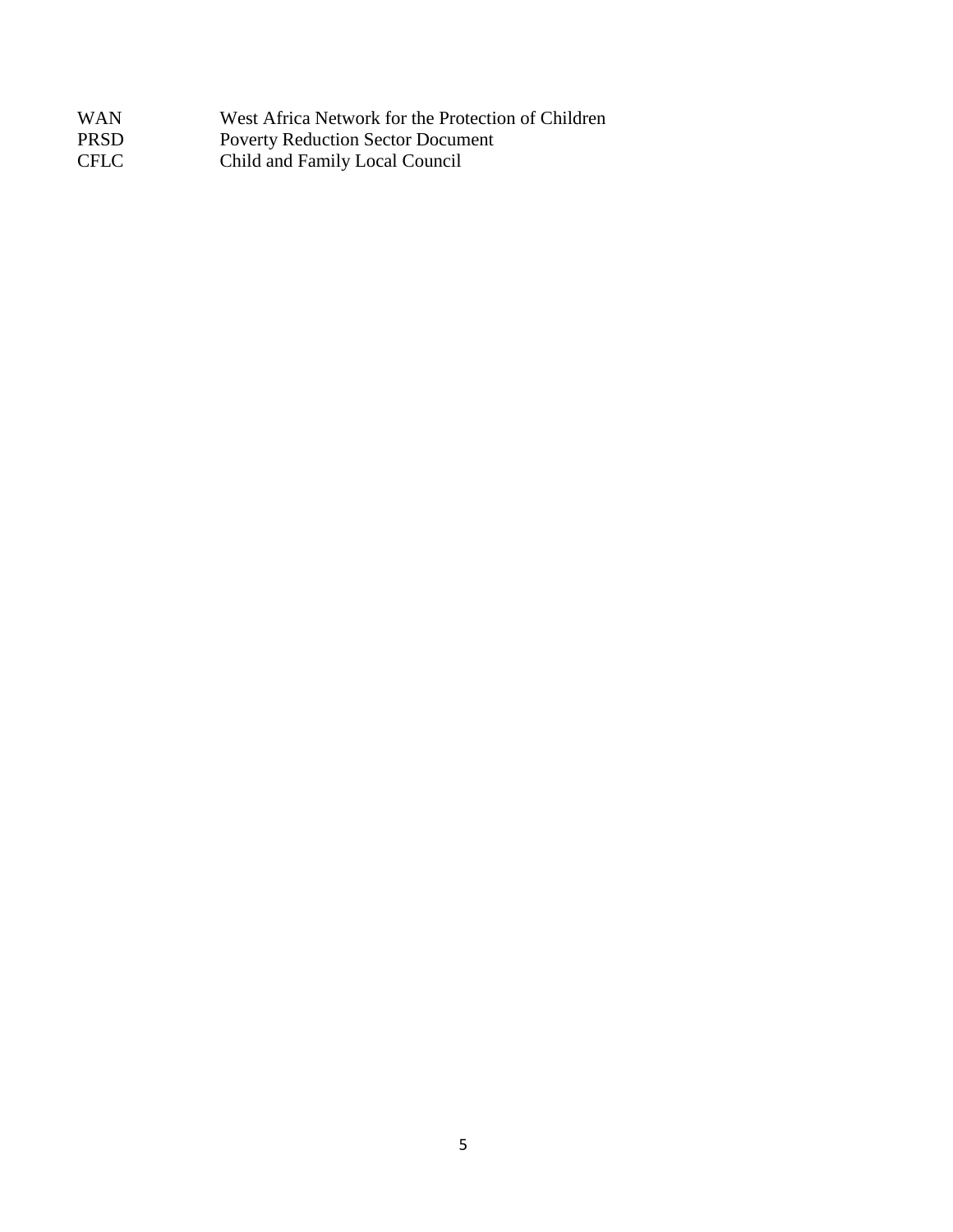| | |
|---|---|
| WAN | West Africa Network for the Protection of Children |
| PRSD | Poverty Reduction Sector Document |
| CFLC | Child and Family Local Council |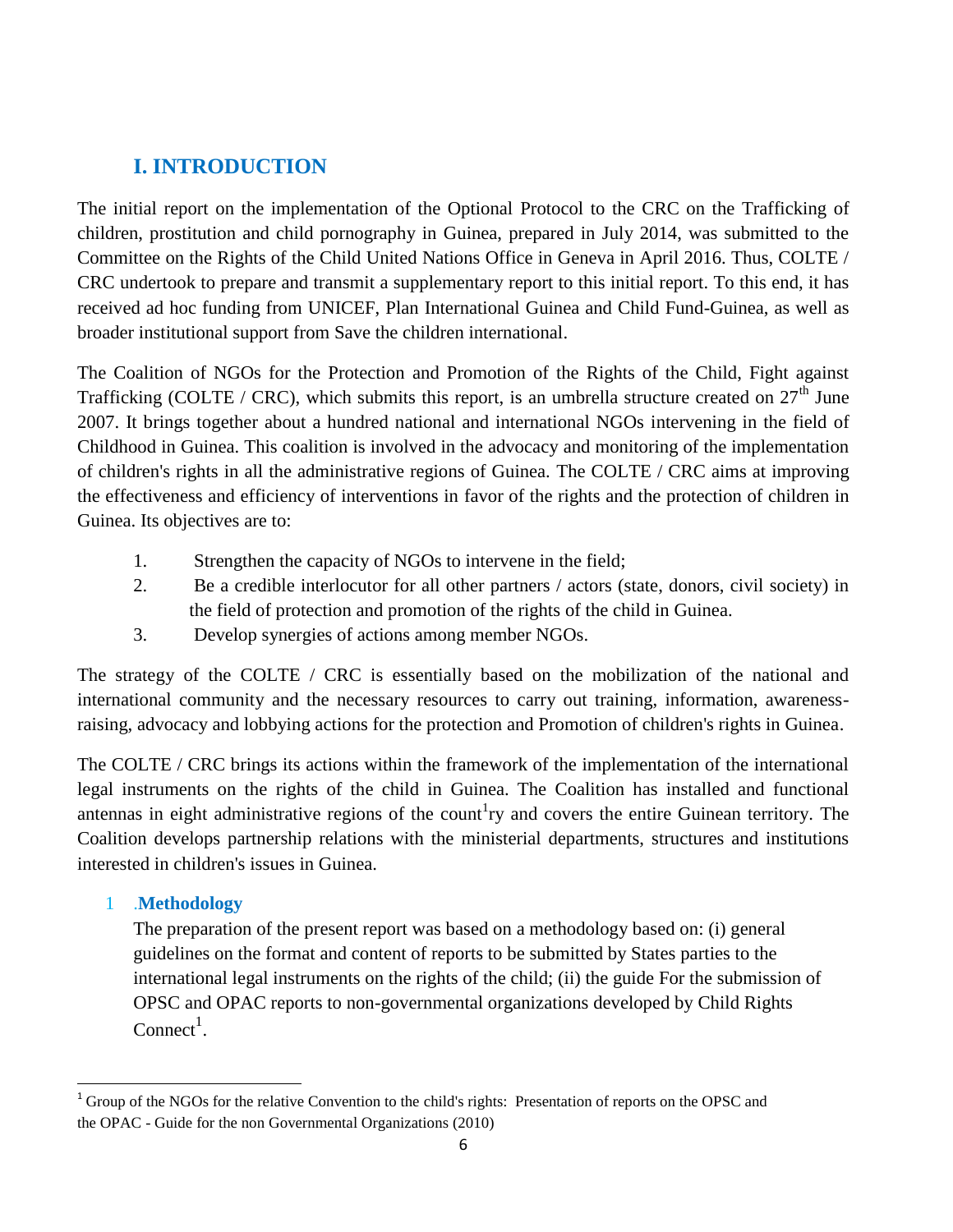# I. INTRODUCTION

The initial report on the implementation of the Optional Protocol to the CRC on the Trafficking of children, prostitution and child pornography in Guinea, prepared in July 2014, was submitted to the Committee on the Rights of the Child United Nations Office in Geneva in April 2016. Thus, COLTE / CRC undertook to prepare and transmit a supplementary report to this initial report. To this end, it has received ad hoc funding from UNICEF, Plan International Guinea and Child Fund-Guinea, as well as broader institutional support from Save the children international.

The Coalition of NGOs for the Protection and Promotion of the Rights of the Child, Fight against Trafficking (COLTE / CRC), which submits this report, is an umbrella structure created on 27th June 2007. It brings together about a hundred national and international NGOs intervening in the field of Childhood in Guinea. This coalition is involved in the advocacy and monitoring of the implementation of children's rights in all the administrative regions of Guinea. The COLTE / CRC aims at improving the effectiveness and efficiency of interventions in favor of the rights and the protection of children in Guinea. Its objectives are to:

1. Strengthen the capacity of NGOs to intervene in the field;
2. Be a credible interlocutor for all other partners / actors (state, donors, civil society) in the field of protection and promotion of the rights of the child in Guinea.
3. Develop synergies of actions among member NGOs.

The strategy of the COLTE / CRC is essentially based on the mobilization of the national and international community and the necessary resources to carry out training, information, awareness-raising, advocacy and lobbying actions for the protection and Promotion of children's rights in Guinea.

The COLTE / CRC brings its actions within the framework of the implementation of the international legal instruments on the rights of the child in Guinea. The Coalition has installed and functional antennas in eight administrative regions of the count[1]ry and covers the entire Guinean territory. The Coalition develops partnership relations with the ministerial departments, structures and institutions interested in children's issues in Guinea.

## 1 .Methodology

The preparation of the present report was based on a methodology based on: (i) general guidelines on the format and content of reports to be submitted by States parties to the international legal instruments on the rights of the child; (ii) the guide For the submission of OPSC and OPAC reports to non-governmental organizations developed by Child Rights Connect[1].

[1] Group of the NGOs for the relative Convention to the child's rights: Presentation of reports on the OPSC and the OPAC - Guide for the non Governmental Organizations (2010)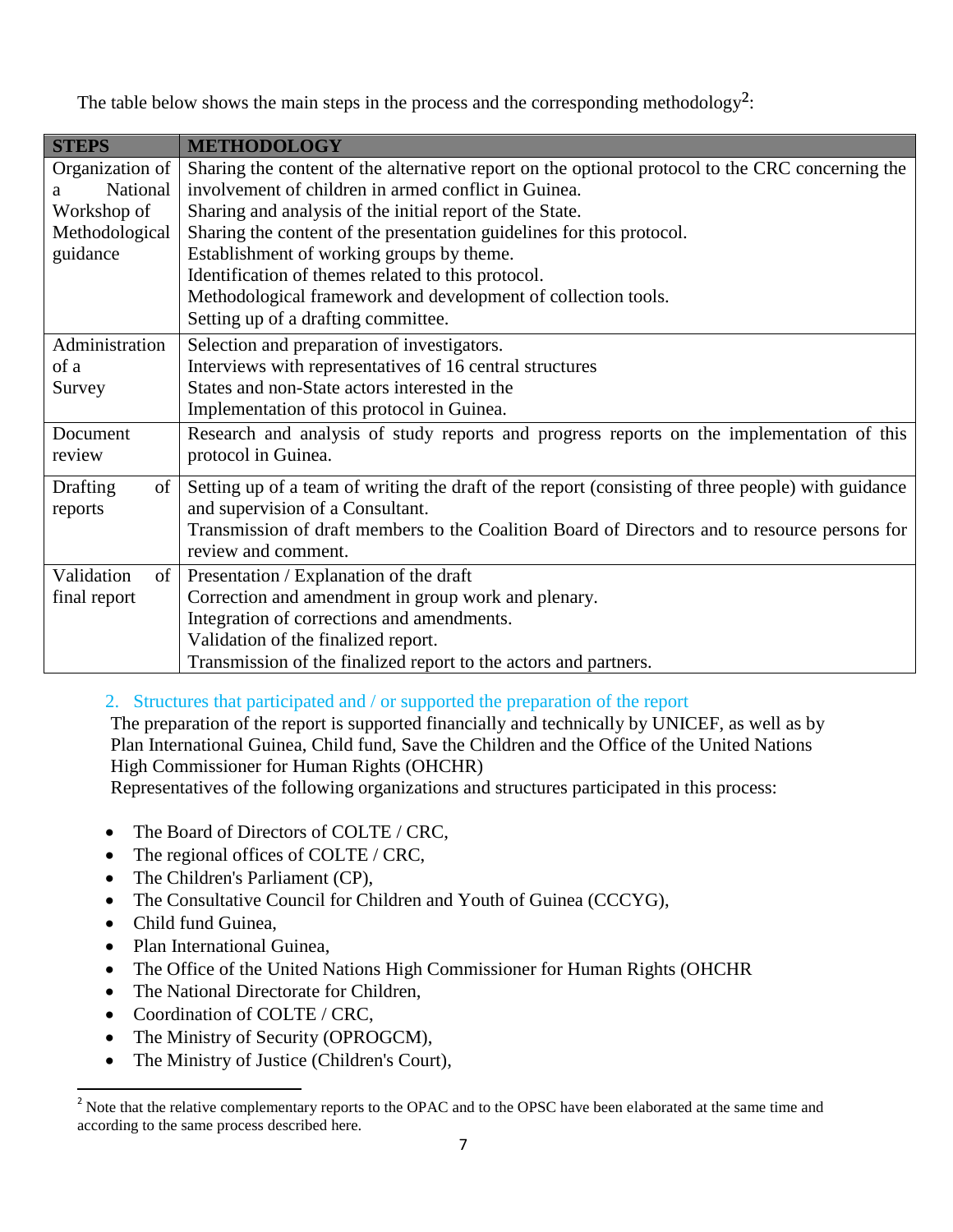The table below shows the main steps in the process and the corresponding methodology[2]:

| STEPS | METHODOLOGY |
|---|---|
| Organization of a National Workshop of Methodological guidance | Sharing the content of the alternative report on the optional protocol to the CRC concerning the involvement of children in armed conflict in Guinea.<br>Sharing and analysis of the initial report of the State.<br>Sharing the content of the presentation guidelines for this protocol.<br>Establishment of working groups by theme.<br>Identification of themes related to this protocol.<br>Methodological framework and development of collection tools.<br>Setting up of a drafting committee. |
| Administration of a Survey | Selection and preparation of investigators.<br>Interviews with representatives of 16 central structures<br>States and non-State actors interested in the<br>Implementation of this protocol in Guinea. |
| Document review | Research and analysis of study reports and progress reports on the implementation of this protocol in Guinea. |
| Drafting of reports | Setting up of a team of writing the draft of the report (consisting of three people) with guidance and supervision of a Consultant.<br>Transmission of draft members to the Coalition Board of Directors and to resource persons for review and comment. |
| Validation of final report | Presentation / Explanation of the draft<br>Correction and amendment in group work and plenary.<br>Integration of corrections and amendments.<br>Validation of the finalized report.<br>Transmission of the finalized report to the actors and partners. |

## 2. Structures that participated and / or supported the preparation of the report

The preparation of the report is supported financially and technically by UNICEF, as well as by Plan International Guinea, Child fund, Save the Children and the Office of the United Nations High Commissioner for Human Rights (OHCHR)
Representatives of the following organizations and structures participated in this process:

- The Board of Directors of COLTE / CRC,
- The regional offices of COLTE / CRC,
- The Children's Parliament (CP),
- The Consultative Council for Children and Youth of Guinea (CCCYG),
- Child fund Guinea,
- Plan International Guinea,
- The Office of the United Nations High Commissioner for Human Rights (OHCHR
- The National Directorate for Children,
- Coordination of COLTE / CRC,
- The Ministry of Security (OPROGCM),
- The Ministry of Justice (Children's Court),

[2] Note that the relative complementary reports to the OPAC and to the OPSC have been elaborated at the same time and according to the same process described here.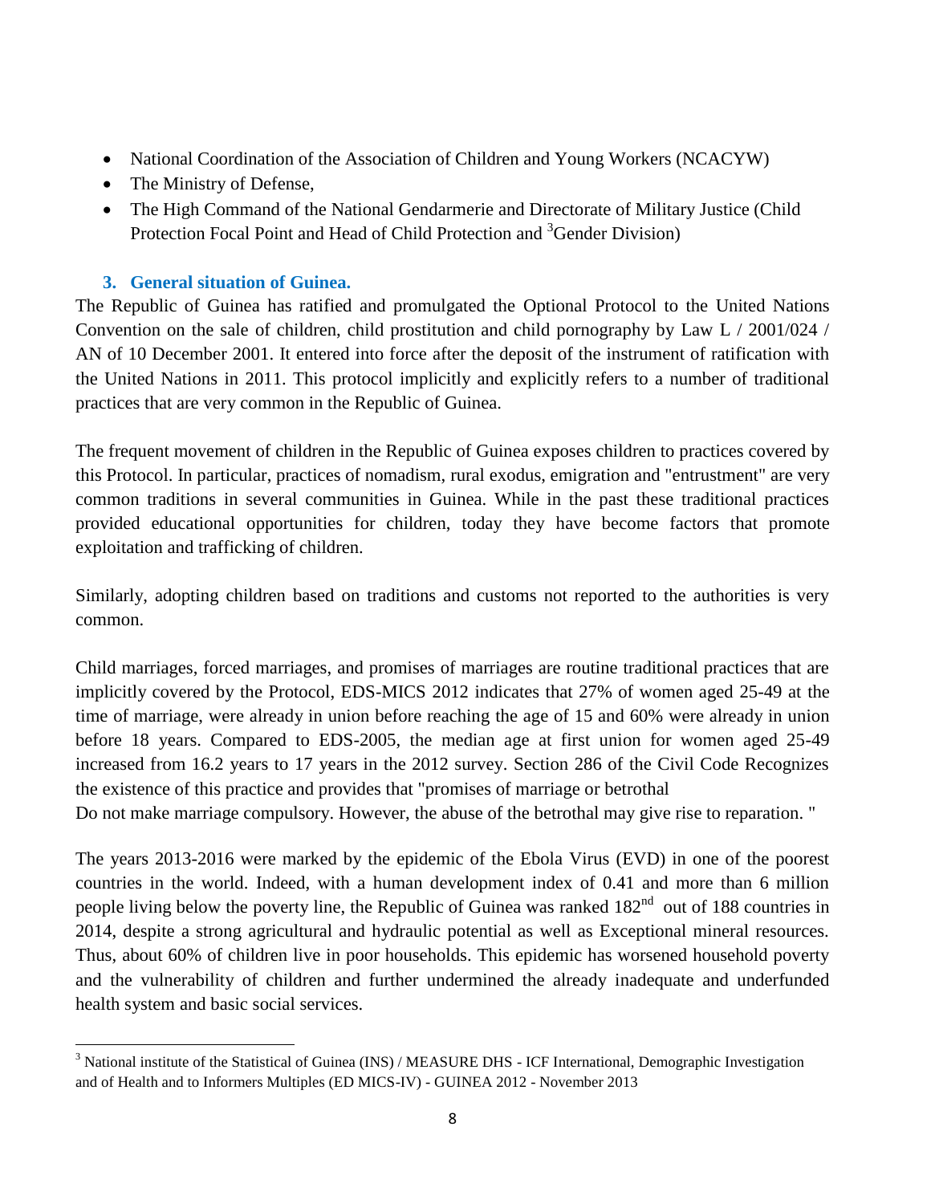- National Coordination of the Association of Children and Young Workers (NCACYW)
- The Ministry of Defense,
- The High Command of the National Gendarmerie and Directorate of Military Justice (Child Protection Focal Point and Head of Child Protection and [3]Gender Division)

## 3. General situation of Guinea.

The Republic of Guinea has ratified and promulgated the Optional Protocol to the United Nations Convention on the sale of children, child prostitution and child pornography by Law L / 2001/024 / AN of 10 December 2001. It entered into force after the deposit of the instrument of ratification with the United Nations in 2011. This protocol implicitly and explicitly refers to a number of traditional practices that are very common in the Republic of Guinea.

The frequent movement of children in the Republic of Guinea exposes children to practices covered by this Protocol. In particular, practices of nomadism, rural exodus, emigration and "entrustment" are very common traditions in several communities in Guinea. While in the past these traditional practices provided educational opportunities for children, today they have become factors that promote exploitation and trafficking of children.

Similarly, adopting children based on traditions and customs not reported to the authorities is very common.

Child marriages, forced marriages, and promises of marriages are routine traditional practices that are implicitly covered by the Protocol, EDS-MICS 2012 indicates that 27% of women aged 25-49 at the time of marriage, were already in union before reaching the age of 15 and 60% were already in union before 18 years. Compared to EDS-2005, the median age at first union for women aged 25-49 increased from 16.2 years to 17 years in the 2012 survey. Section 286 of the Civil Code Recognizes the existence of this practice and provides that "promises of marriage or betrothal
Do not make marriage compulsory. However, the abuse of the betrothal may give rise to reparation. "

The years 2013-2016 were marked by the epidemic of the Ebola Virus (EVD) in one of the poorest countries in the world. Indeed, with a human development index of 0.41 and more than 6 million people living below the poverty line, the Republic of Guinea was ranked 182nd out of 188 countries in 2014, despite a strong agricultural and hydraulic potential as well as Exceptional mineral resources. Thus, about 60% of children live in poor households. This epidemic has worsened household poverty and the vulnerability of children and further undermined the already inadequate and underfunded health system and basic social services.

[3] National institute of the Statistical of Guinea (INS) / MEASURE DHS - ICF International, Demographic Investigation and of Health and to Informers Multiples (ED MICS-IV) - GUINEA 2012 - November 2013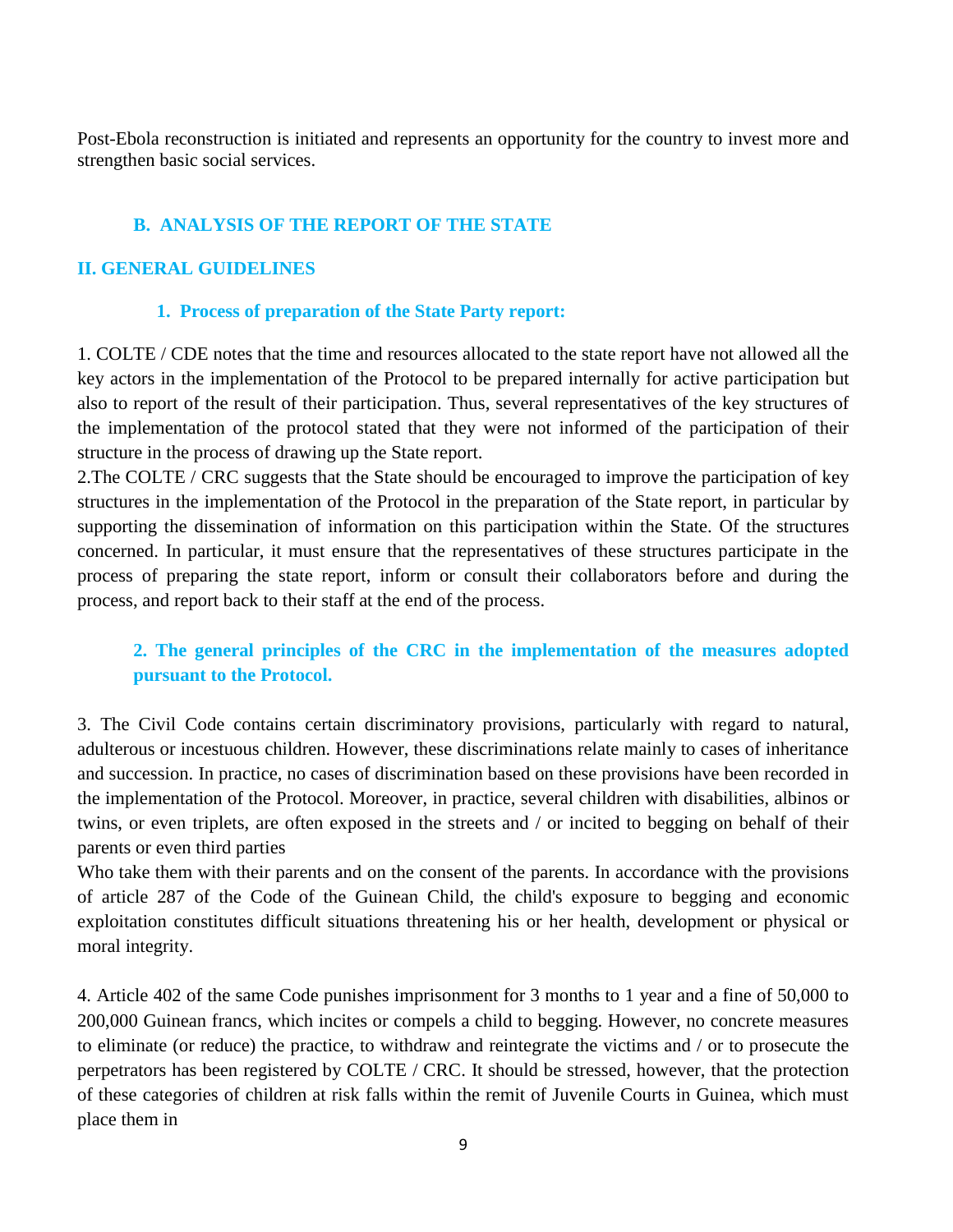Post-Ebola reconstruction is initiated and represents an opportunity for the country to invest more and strengthen basic social services.

## B. ANALYSIS OF THE REPORT OF THE STATE

## II. GENERAL GUIDELINES

### 1. Process of preparation of the State Party report:

1. COLTE / CDE notes that the time and resources allocated to the state report have not allowed all the key actors in the implementation of the Protocol to be prepared internally for active participation but also to report of the result of their participation. Thus, several representatives of the key structures of the implementation of the protocol stated that they were not informed of the participation of their structure in the process of drawing up the State report.

2.The COLTE / CRC suggests that the State should be encouraged to improve the participation of key structures in the implementation of the Protocol in the preparation of the State report, in particular by supporting the dissemination of information on this participation within the State. Of the structures concerned. In particular, it must ensure that the representatives of these structures participate in the process of preparing the state report, inform or consult their collaborators before and during the process, and report back to their staff at the end of the process.

### 2. The general principles of the CRC in the implementation of the measures adopted pursuant to the Protocol.

3. The Civil Code contains certain discriminatory provisions, particularly with regard to natural, adulterous or incestuous children. However, these discriminations relate mainly to cases of inheritance and succession. In practice, no cases of discrimination based on these provisions have been recorded in the implementation of the Protocol. Moreover, in practice, several children with disabilities, albinos or twins, or even triplets, are often exposed in the streets and / or incited to begging on behalf of their parents or even third parties

Who take them with their parents and on the consent of the parents. In accordance with the provisions of article 287 of the Code of the Guinean Child, the child's exposure to begging and economic exploitation constitutes difficult situations threatening his or her health, development or physical or moral integrity.

4. Article 402 of the same Code punishes imprisonment for 3 months to 1 year and a fine of 50,000 to 200,000 Guinean francs, which incites or compels a child to begging. However, no concrete measures to eliminate (or reduce) the practice, to withdraw and reintegrate the victims and / or to prosecute the perpetrators has been registered by COLTE / CRC. It should be stressed, however, that the protection of these categories of children at risk falls within the remit of Juvenile Courts in Guinea, which must place them in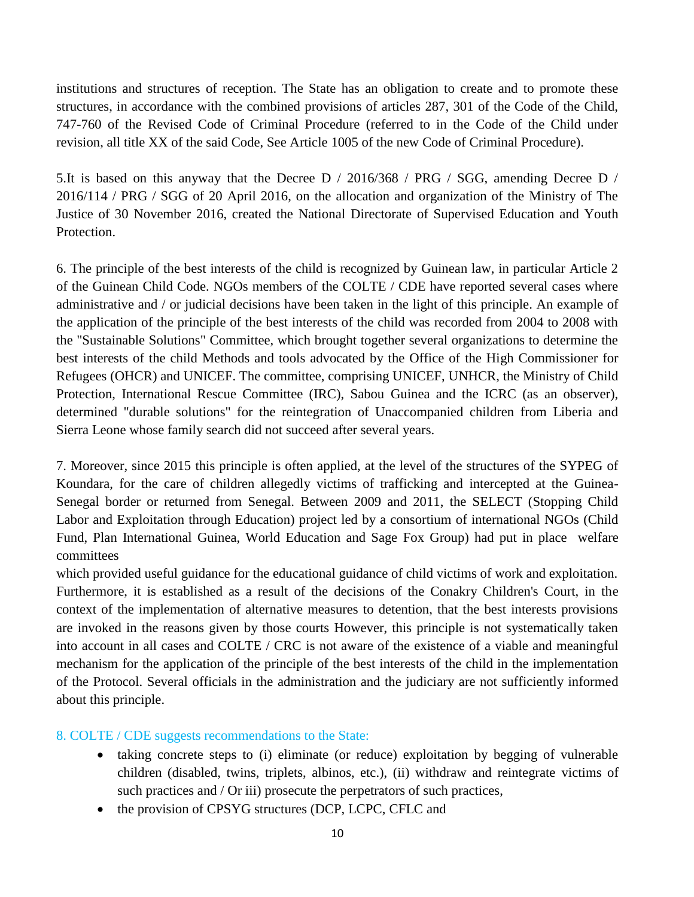institutions and structures of reception. The State has an obligation to create and to promote these structures, in accordance with the combined provisions of articles 287, 301 of the Code of the Child, 747-760 of the Revised Code of Criminal Procedure (referred to in the Code of the Child under revision, all title XX of the said Code, See Article 1005 of the new Code of Criminal Procedure).

5.It is based on this anyway that the Decree D / 2016/368 / PRG / SGG, amending Decree D / 2016/114 / PRG / SGG of 20 April 2016, on the allocation and organization of the Ministry of The Justice of 30 November 2016, created the National Directorate of Supervised Education and Youth Protection.

6. The principle of the best interests of the child is recognized by Guinean law, in particular Article 2 of the Guinean Child Code. NGOs members of the COLTE / CDE have reported several cases where administrative and / or judicial decisions have been taken in the light of this principle. An example of the application of the principle of the best interests of the child was recorded from 2004 to 2008 with the "Sustainable Solutions" Committee, which brought together several organizations to determine the best interests of the child Methods and tools advocated by the Office of the High Commissioner for Refugees (OHCR) and UNICEF. The committee, comprising UNICEF, UNHCR, the Ministry of Child Protection, International Rescue Committee (IRC), Sabou Guinea and the ICRC (as an observer), determined "durable solutions" for the reintegration of Unaccompanied children from Liberia and Sierra Leone whose family search did not succeed after several years.

7. Moreover, since 2015 this principle is often applied, at the level of the structures of the SYPEG of Koundara, for the care of children allegedly victims of trafficking and intercepted at the Guinea-Senegal border or returned from Senegal. Between 2009 and 2011, the SELECT (Stopping Child Labor and Exploitation through Education) project led by a consortium of international NGOs (Child Fund, Plan International Guinea, World Education and Sage Fox Group) had put in place welfare committees which provided useful guidance for the educational guidance of child victims of work and exploitation. Furthermore, it is established as a result of the decisions of the Conakry Children's Court, in the context of the implementation of alternative measures to detention, that the best interests provisions are invoked in the reasons given by those courts However, this principle is not systematically taken into account in all cases and COLTE / CRC is not aware of the existence of a viable and meaningful mechanism for the application of the principle of the best interests of the child in the implementation of the Protocol. Several officials in the administration and the judiciary are not sufficiently informed about this principle.

8. COLTE / CDE suggests recommendations to the State:

- taking concrete steps to (i) eliminate (or reduce) exploitation by begging of vulnerable children (disabled, twins, triplets, albinos, etc.), (ii) withdraw and reintegrate victims of such practices and / Or iii) prosecute the perpetrators of such practices,
- the provision of CPSYG structures (DCP, LCPC, CFLC and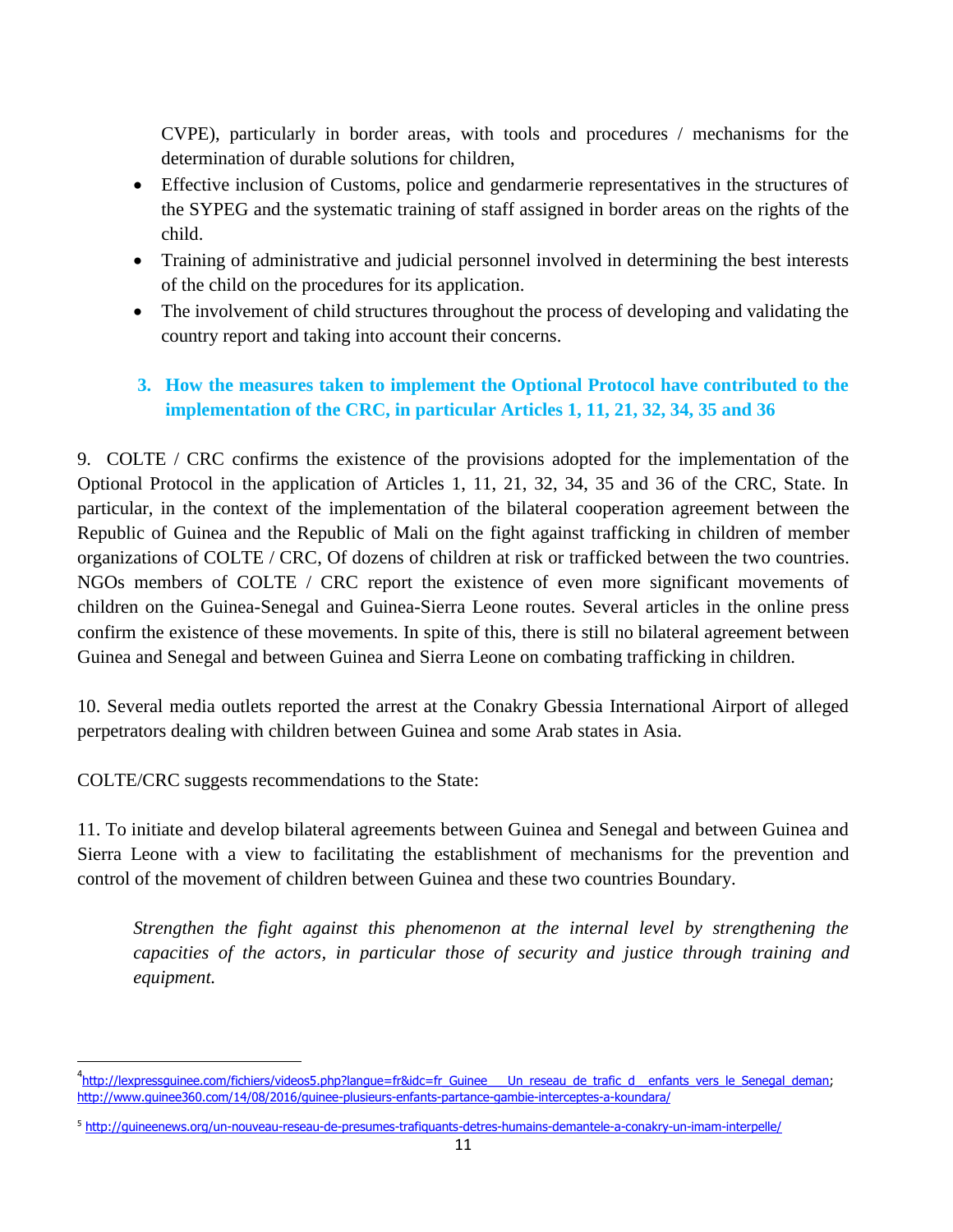CVPE), particularly in border areas, with tools and procedures / mechanisms for the determination of durable solutions for children,

- Effective inclusion of Customs, police and gendarmerie representatives in the structures of the SYPEG and the systematic training of staff assigned in border areas on the rights of the child.
- Training of administrative and judicial personnel involved in determining the best interests of the child on the procedures for its application.
- The involvement of child structures throughout the process of developing and validating the country report and taking into account their concerns.

### 3. How the measures taken to implement the Optional Protocol have contributed to the implementation of the CRC, in particular Articles 1, 11, 21, 32, 34, 35 and 36

9. COLTE / CRC confirms the existence of the provisions adopted for the implementation of the Optional Protocol in the application of Articles 1, 11, 21, 32, 34, 35 and 36 of the CRC, State. In particular, in the context of the implementation of the bilateral cooperation agreement between the Republic of Guinea and the Republic of Mali on the fight against trafficking in children of member organizations of COLTE / CRC, Of dozens of children at risk or trafficked between the two countries. NGOs members of COLTE / CRC report the existence of even more significant movements of children on the Guinea-Senegal and Guinea-Sierra Leone routes. Several articles in the online press confirm the existence of these movements. In spite of this, there is still no bilateral agreement between Guinea and Senegal and between Guinea and Sierra Leone on combating trafficking in children.

10. Several media outlets reported the arrest at the Conakry Gbessia International Airport of alleged perpetrators dealing with children between Guinea and some Arab states in Asia.

COLTE/CRC suggests recommendations to the State:

11. To initiate and develop bilateral agreements between Guinea and Senegal and between Guinea and Sierra Leone with a view to facilitating the establishment of mechanisms for the prevention and control of the movement of children between Guinea and these two countries Boundary.

*Strengthen the fight against this phenomenon at the internal level by strengthening the capacities of the actors, in particular those of security and justice through training and equipment.*

---

[4] http://lexpressguinee.com/fichiers/videos5.php?langue=fr&idc=fr_Guinee___Un_reseau_de_trafic_d__enfants_vers_le_Senegal_deman; http://www.guinee360.com/14/08/2016/guinee-plusieurs-enfants-partance-gambie-interceptes-a-koundara/

[5] http://guineenews.org/un-nouveau-reseau-de-presumes-trafiquants-detres-humains-demantele-a-conakry-un-imam-interpelle/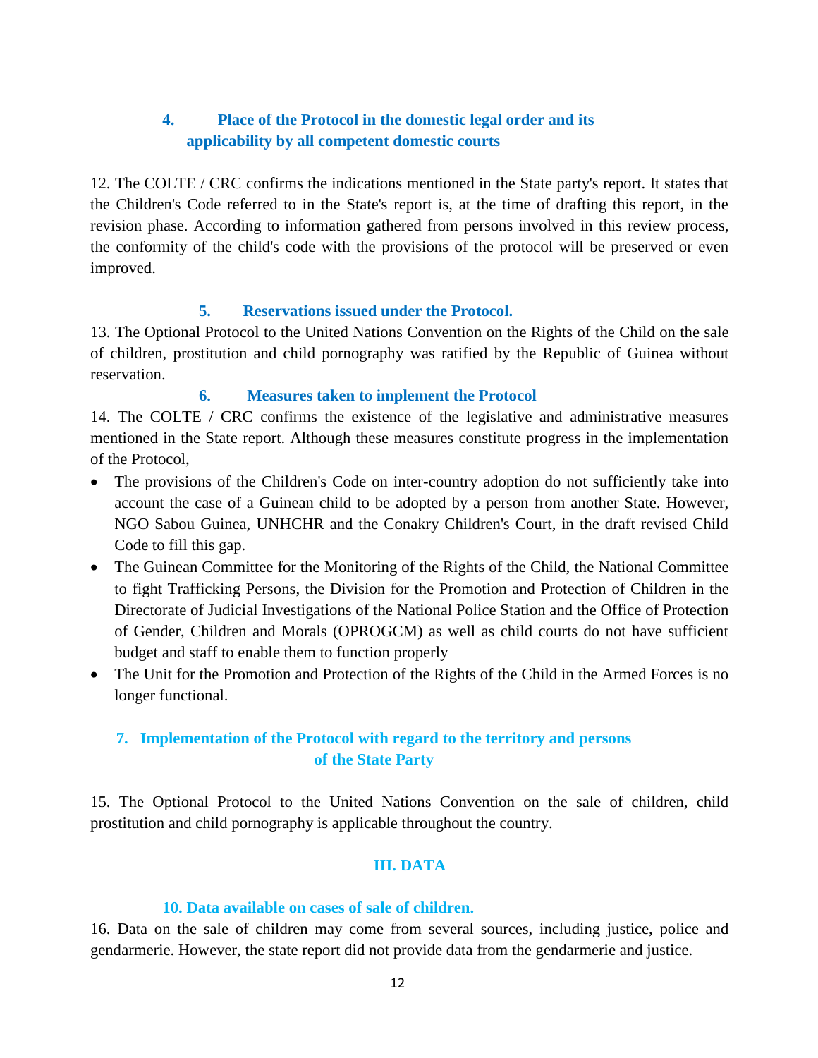### 4. Place of the Protocol in the domestic legal order and its applicability by all competent domestic courts

12. The COLTE / CRC confirms the indications mentioned in the State party's report. It states that the Children's Code referred to in the State's report is, at the time of drafting this report, in the revision phase. According to information gathered from persons involved in this review process, the conformity of the child's code with the provisions of the protocol will be preserved or even improved.

### 5. Reservations issued under the Protocol.

13. The Optional Protocol to the United Nations Convention on the Rights of the Child on the sale of children, prostitution and child pornography was ratified by the Republic of Guinea without reservation.

### 6. Measures taken to implement the Protocol

14. The COLTE / CRC confirms the existence of the legislative and administrative measures mentioned in the State report. Although these measures constitute progress in the implementation of the Protocol,

- The provisions of the Children's Code on inter-country adoption do not sufficiently take into account the case of a Guinean child to be adopted by a person from another State. However, NGO Sabou Guinea, UNHCHR and the Conakry Children's Court, in the draft revised Child Code to fill this gap.
- The Guinean Committee for the Monitoring of the Rights of the Child, the National Committee to fight Trafficking Persons, the Division for the Promotion and Protection of Children in the Directorate of Judicial Investigations of the National Police Station and the Office of Protection of Gender, Children and Morals (OPROGCM) as well as child courts do not have sufficient budget and staff to enable them to function properly
- The Unit for the Promotion and Protection of the Rights of the Child in the Armed Forces is no longer functional.

### 7. Implementation of the Protocol with regard to the territory and persons of the State Party

15. The Optional Protocol to the United Nations Convention on the sale of children, child prostitution and child pornography is applicable throughout the country.

## III. DATA

### 10. Data available on cases of sale of children.

16. Data on the sale of children may come from several sources, including justice, police and gendarmerie. However, the state report did not provide data from the gendarmerie and justice.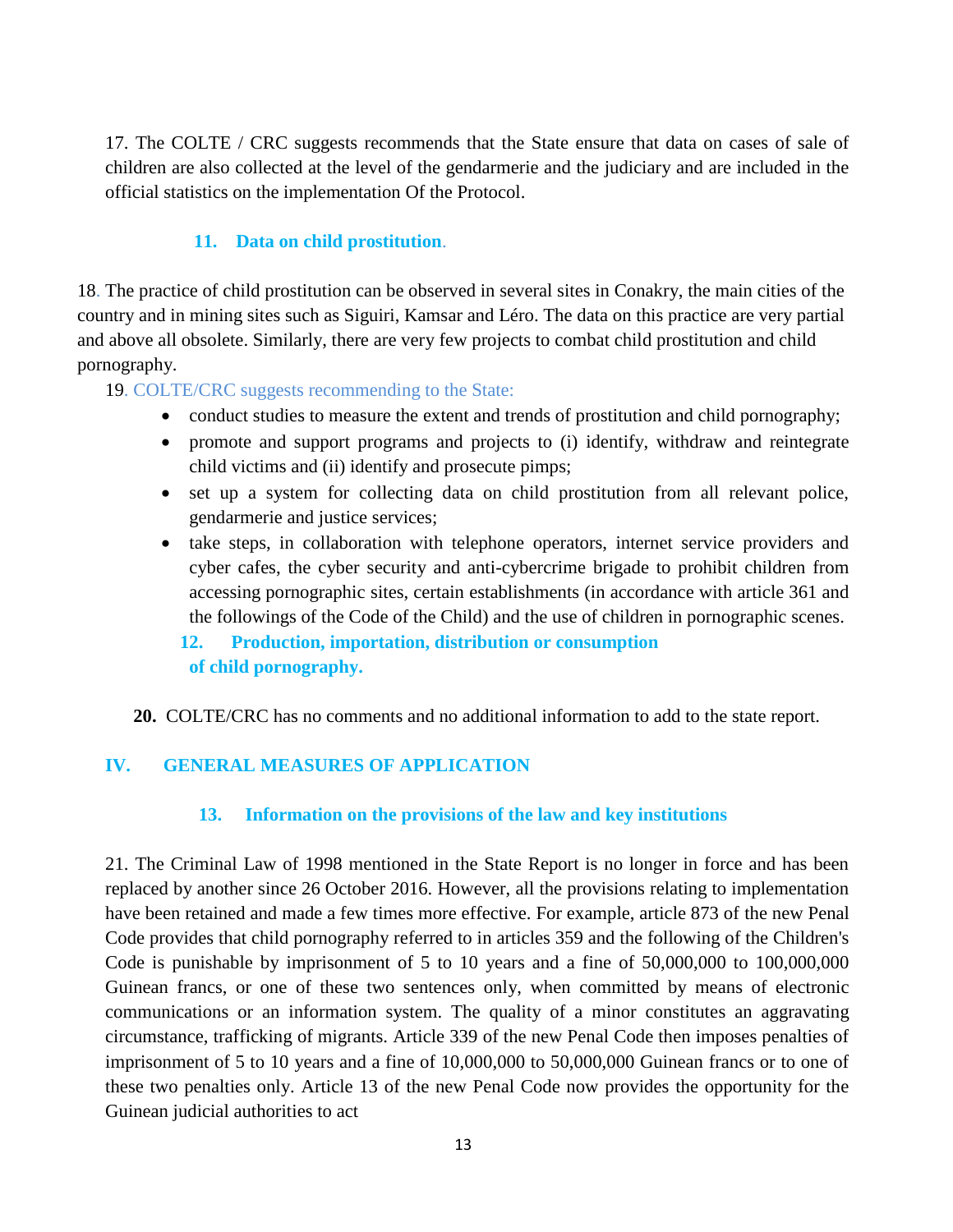17. The COLTE / CRC suggests recommends that the State ensure that data on cases of sale of children are also collected at the level of the gendarmerie and the judiciary and are included in the official statistics on the implementation Of the Protocol.

### 11. Data on child prostitution.

18. The practice of child prostitution can be observed in several sites in Conakry, the main cities of the country and in mining sites such as Siguiri, Kamsar and Léro. The data on this practice are very partial and above all obsolete. Similarly, there are very few projects to combat child prostitution and child pornography.

19. COLTE/CRC suggests recommending to the State:

- conduct studies to measure the extent and trends of prostitution and child pornography;
- promote and support programs and projects to (i) identify, withdraw and reintegrate child victims and (ii) identify and prosecute pimps;
- set up a system for collecting data on child prostitution from all relevant police, gendarmerie and justice services;
- take steps, in collaboration with telephone operators, internet service providers and cyber cafes, the cyber security and anti-cybercrime brigade to prohibit children from accessing pornographic sites, certain establishments (in accordance with article 361 and the followings of the Code of the Child) and the use of children in pornographic scenes.

### 12. Production, importation, distribution or consumption of child pornography.

**20.** COLTE/CRC has no comments and no additional information to add to the state report.

## IV. GENERAL MEASURES OF APPLICATION

### 13. Information on the provisions of the law and key institutions

21. The Criminal Law of 1998 mentioned in the State Report is no longer in force and has been replaced by another since 26 October 2016. However, all the provisions relating to implementation have been retained and made a few times more effective. For example, article 873 of the new Penal Code provides that child pornography referred to in articles 359 and the following of the Children's Code is punishable by imprisonment of 5 to 10 years and a fine of 50,000,000 to 100,000,000 Guinean francs, or one of these two sentences only, when committed by means of electronic communications or an information system. The quality of a minor constitutes an aggravating circumstance, trafficking of migrants. Article 339 of the new Penal Code then imposes penalties of imprisonment of 5 to 10 years and a fine of 10,000,000 to 50,000,000 Guinean francs or to one of these two penalties only. Article 13 of the new Penal Code now provides the opportunity for the Guinean judicial authorities to act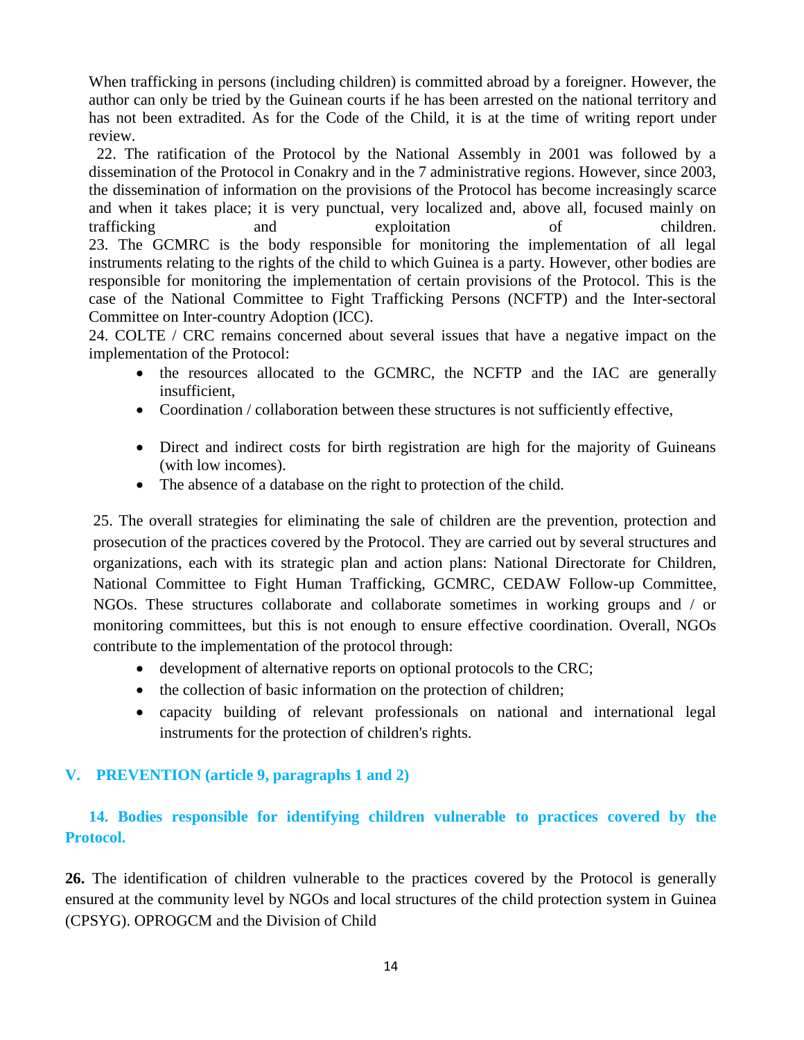When trafficking in persons (including children) is committed abroad by a foreigner. However, the author can only be tried by the Guinean courts if he has been arrested on the national territory and has not been extradited. As for the Code of the Child, it is at the time of writing report under review.

22. The ratification of the Protocol by the National Assembly in 2001 was followed by a dissemination of the Protocol in Conakry and in the 7 administrative regions. However, since 2003, the dissemination of information on the provisions of the Protocol has become increasingly scarce and when it takes place; it is very punctual, very localized and, above all, focused mainly on trafficking and exploitation of children.

23. The GCMRC is the body responsible for monitoring the implementation of all legal instruments relating to the rights of the child to which Guinea is a party. However, other bodies are responsible for monitoring the implementation of certain provisions of the Protocol. This is the case of the National Committee to Fight Trafficking Persons (NCFTP) and the Inter-sectoral Committee on Inter-country Adoption (ICC).

24. COLTE / CRC remains concerned about several issues that have a negative impact on the implementation of the Protocol:

- the resources allocated to the GCMRC, the NCFTP and the IAC are generally insufficient,
- Coordination / collaboration between these structures is not sufficiently effective,
- Direct and indirect costs for birth registration are high for the majority of Guineans (with low incomes).
- The absence of a database on the right to protection of the child.

25. The overall strategies for eliminating the sale of children are the prevention, protection and prosecution of the practices covered by the Protocol. They are carried out by several structures and organizations, each with its strategic plan and action plans: National Directorate for Children, National Committee to Fight Human Trafficking, GCMRC, CEDAW Follow-up Committee, NGOs. These structures collaborate and collaborate sometimes in working groups and / or monitoring committees, but this is not enough to ensure effective coordination. Overall, NGOs contribute to the implementation of the protocol through:

- development of alternative reports on optional protocols to the CRC;
- the collection of basic information on the protection of children;
- capacity building of relevant professionals on national and international legal instruments for the protection of children's rights.

## V. PREVENTION (article 9, paragraphs 1 and 2)

### 14. Bodies responsible for identifying children vulnerable to practices covered by the Protocol.

**26.** The identification of children vulnerable to the practices covered by the Protocol is generally ensured at the community level by NGOs and local structures of the child protection system in Guinea (CPSYG). OPROGCM and the Division of Child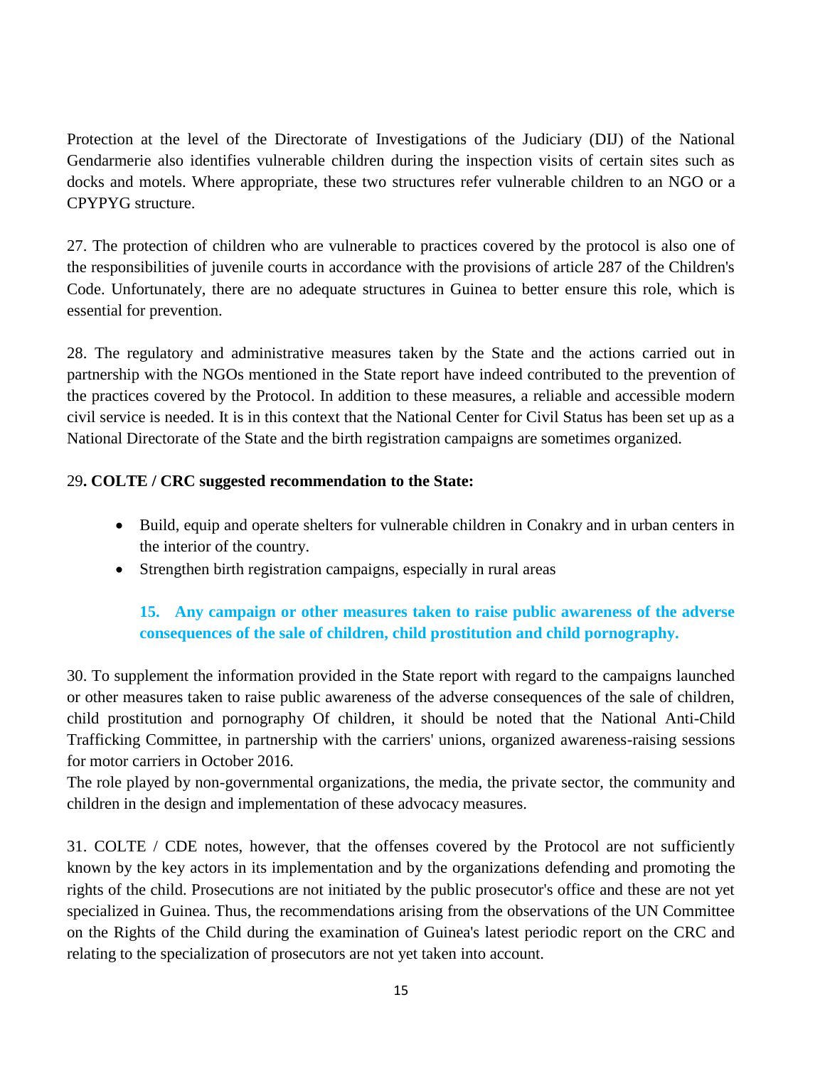Protection at the level of the Directorate of Investigations of the Judiciary (DIJ) of the National Gendarmerie also identifies vulnerable children during the inspection visits of certain sites such as docks and motels. Where appropriate, these two structures refer vulnerable children to an NGO or a CPYPYG structure.

27. The protection of children who are vulnerable to practices covered by the protocol is also one of the responsibilities of juvenile courts in accordance with the provisions of article 287 of the Children's Code. Unfortunately, there are no adequate structures in Guinea to better ensure this role, which is essential for prevention.

28. The regulatory and administrative measures taken by the State and the actions carried out in partnership with the NGOs mentioned in the State report have indeed contributed to the prevention of the practices covered by the Protocol. In addition to these measures, a reliable and accessible modern civil service is needed. It is in this context that the National Center for Civil Status has been set up as a National Directorate of the State and the birth registration campaigns are sometimes organized.

29**. COLTE / CRC suggested recommendation to the State:**

- Build, equip and operate shelters for vulnerable children in Conakry and in urban centers in the interior of the country.
- Strengthen birth registration campaigns, especially in rural areas

### 15. Any campaign or other measures taken to raise public awareness of the adverse consequences of the sale of children, child prostitution and child pornography.

30. To supplement the information provided in the State report with regard to the campaigns launched or other measures taken to raise public awareness of the adverse consequences of the sale of children, child prostitution and pornography Of children, it should be noted that the National Anti-Child Trafficking Committee, in partnership with the carriers' unions, organized awareness-raising sessions for motor carriers in October 2016.
The role played by non-governmental organizations, the media, the private sector, the community and children in the design and implementation of these advocacy measures.

31. COLTE / CDE notes, however, that the offenses covered by the Protocol are not sufficiently known by the key actors in its implementation and by the organizations defending and promoting the rights of the child. Prosecutions are not initiated by the public prosecutor's office and these are not yet specialized in Guinea. Thus, the recommendations arising from the observations of the UN Committee on the Rights of the Child during the examination of Guinea's latest periodic report on the CRC and relating to the specialization of prosecutors are not yet taken into account.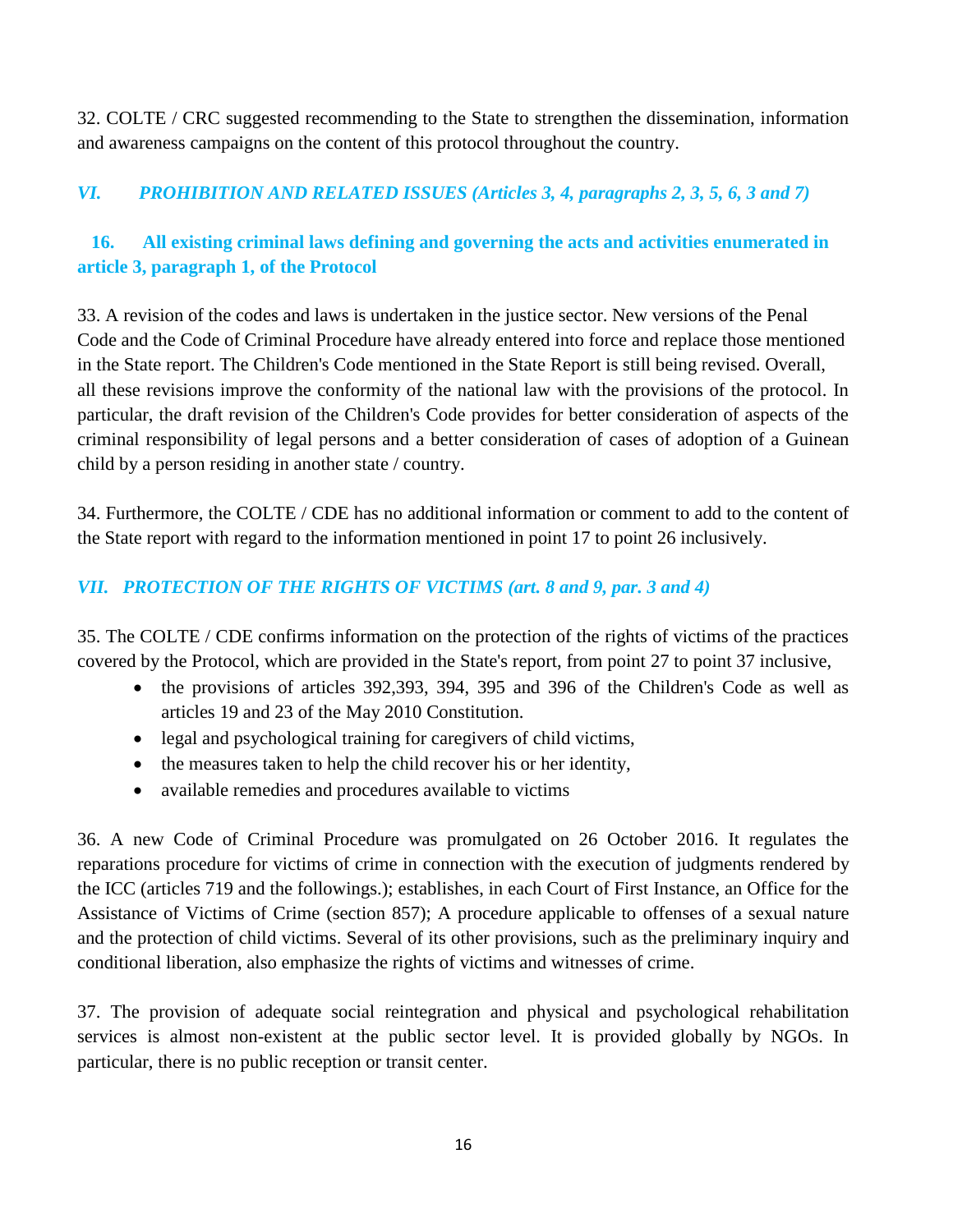32. COLTE / CRC suggested recommending to the State to strengthen the dissemination, information and awareness campaigns on the content of this protocol throughout the country.

## *VI. PROHIBITION AND RELATED ISSUES (Articles 3, 4, paragraphs 2, 3, 5, 6, 3 and 7)*

### 16. All existing criminal laws defining and governing the acts and activities enumerated in article 3, paragraph 1, of the Protocol

33. A revision of the codes and laws is undertaken in the justice sector. New versions of the Penal Code and the Code of Criminal Procedure have already entered into force and replace those mentioned in the State report. The Children's Code mentioned in the State Report is still being revised. Overall, all these revisions improve the conformity of the national law with the provisions of the protocol. In particular, the draft revision of the Children's Code provides for better consideration of aspects of the criminal responsibility of legal persons and a better consideration of cases of adoption of a Guinean child by a person residing in another state / country.

34. Furthermore, the COLTE / CDE has no additional information or comment to add to the content of the State report with regard to the information mentioned in point 17 to point 26 inclusively.

## *VII. PROTECTION OF THE RIGHTS OF VICTIMS (art. 8 and 9, par. 3 and 4)*

35. The COLTE / CDE confirms information on the protection of the rights of victims of the practices covered by the Protocol, which are provided in the State's report, from point 27 to point 37 inclusive,

- the provisions of articles 392,393, 394, 395 and 396 of the Children's Code as well as articles 19 and 23 of the May 2010 Constitution.
- legal and psychological training for caregivers of child victims,
- the measures taken to help the child recover his or her identity,
- available remedies and procedures available to victims

36. A new Code of Criminal Procedure was promulgated on 26 October 2016. It regulates the reparations procedure for victims of crime in connection with the execution of judgments rendered by the ICC (articles 719 and the followings.); establishes, in each Court of First Instance, an Office for the Assistance of Victims of Crime (section 857); A procedure applicable to offenses of a sexual nature and the protection of child victims. Several of its other provisions, such as the preliminary inquiry and conditional liberation, also emphasize the rights of victims and witnesses of crime.

37. The provision of adequate social reintegration and physical and psychological rehabilitation services is almost non-existent at the public sector level. It is provided globally by NGOs. In particular, there is no public reception or transit center.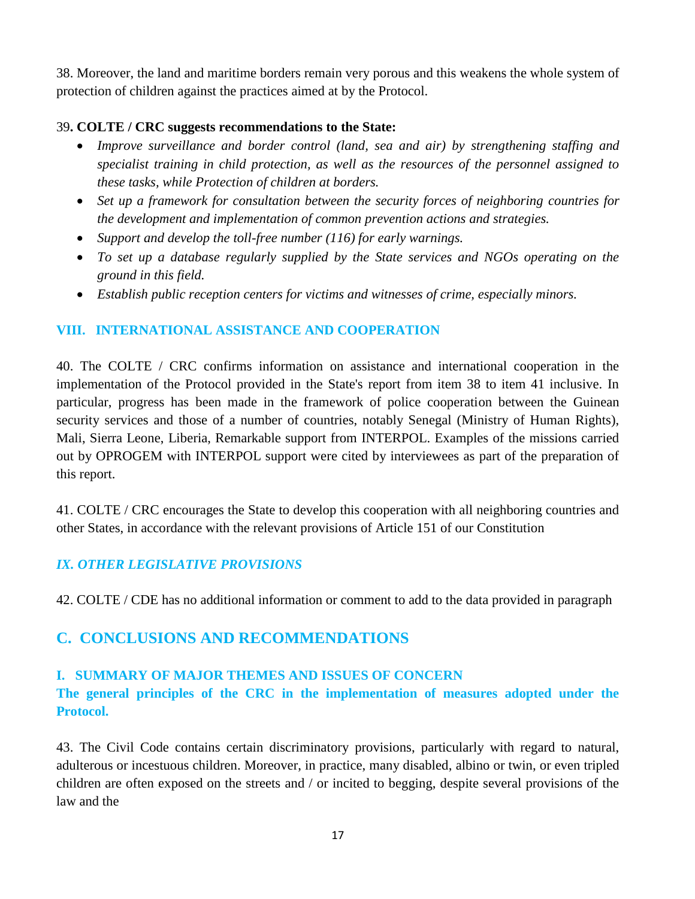38. Moreover, the land and maritime borders remain very porous and this weakens the whole system of protection of children against the practices aimed at by the Protocol.

39**. COLTE / CRC suggests recommendations to the State:**

- *Improve surveillance and border control (land, sea and air) by strengthening staffing and specialist training in child protection, as well as the resources of the personnel assigned to these tasks, while Protection of children at borders.*
- *Set up a framework for consultation between the security forces of neighboring countries for the development and implementation of common prevention actions and strategies.*
- *Support and develop the toll-free number (116) for early warnings.*
- *To set up a database regularly supplied by the State services and NGOs operating on the ground in this field.*
- *Establish public reception centers for victims and witnesses of crime, especially minors.*

### VIII. INTERNATIONAL ASSISTANCE AND COOPERATION

40. The COLTE / CRC confirms information on assistance and international cooperation in the implementation of the Protocol provided in the State's report from item 38 to item 41 inclusive. In particular, progress has been made in the framework of police cooperation between the Guinean security services and those of a number of countries, notably Senegal (Ministry of Human Rights), Mali, Sierra Leone, Liberia, Remarkable support from INTERPOL. Examples of the missions carried out by OPROGEM with INTERPOL support were cited by interviewees as part of the preparation of this report.

41. COLTE / CRC encourages the State to develop this cooperation with all neighboring countries and other States, in accordance with the relevant provisions of Article 151 of our Constitution

### *IX. OTHER LEGISLATIVE PROVISIONS*

42. COLTE / CDE has no additional information or comment to add to the data provided in paragraph

## C. CONCLUSIONS AND RECOMMENDATIONS

### I. SUMMARY OF MAJOR THEMES AND ISSUES OF CONCERN

**The general principles of the CRC in the implementation of measures adopted under the Protocol.**

43. The Civil Code contains certain discriminatory provisions, particularly with regard to natural, adulterous or incestuous children. Moreover, in practice, many disabled, albino or twin, or even tripled children are often exposed on the streets and / or incited to begging, despite several provisions of the law and the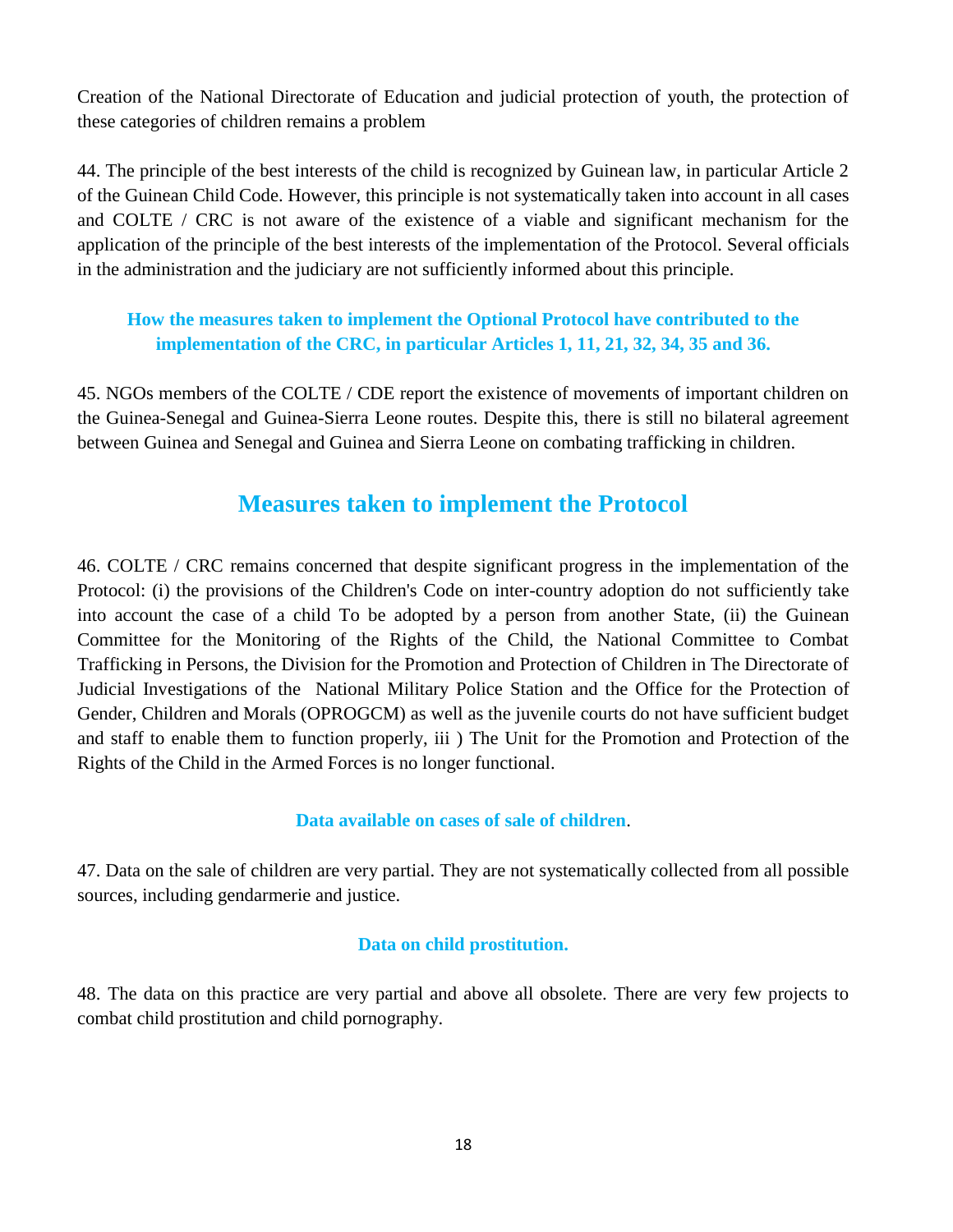Creation of the National Directorate of Education and judicial protection of youth, the protection of these categories of children remains a problem

44. The principle of the best interests of the child is recognized by Guinean law, in particular Article 2 of the Guinean Child Code. However, this principle is not systematically taken into account in all cases and COLTE / CRC is not aware of the existence of a viable and significant mechanism for the application of the principle of the best interests of the implementation of the Protocol. Several officials in the administration and the judiciary are not sufficiently informed about this principle.

### How the measures taken to implement the Optional Protocol have contributed to the implementation of the CRC, in particular Articles 1, 11, 21, 32, 34, 35 and 36.

45. NGOs members of the COLTE / CDE report the existence of movements of important children on the Guinea-Senegal and Guinea-Sierra Leone routes. Despite this, there is still no bilateral agreement between Guinea and Senegal and Guinea and Sierra Leone on combating trafficking in children.

## Measures taken to implement the Protocol

46. COLTE / CRC remains concerned that despite significant progress in the implementation of the Protocol: (i) the provisions of the Children's Code on inter-country adoption do not sufficiently take into account the case of a child To be adopted by a person from another State, (ii) the Guinean Committee for the Monitoring of the Rights of the Child, the National Committee to Combat Trafficking in Persons, the Division for the Promotion and Protection of Children in The Directorate of Judicial Investigations of the National Military Police Station and the Office for the Protection of Gender, Children and Morals (OPROGCM) as well as the juvenile courts do not have sufficient budget and staff to enable them to function properly, iii ) The Unit for the Promotion and Protection of the Rights of the Child in the Armed Forces is no longer functional.

### Data available on cases of sale of children.

47. Data on the sale of children are very partial. They are not systematically collected from all possible sources, including gendarmerie and justice.

### Data on child prostitution.

48. The data on this practice are very partial and above all obsolete. There are very few projects to combat child prostitution and child pornography.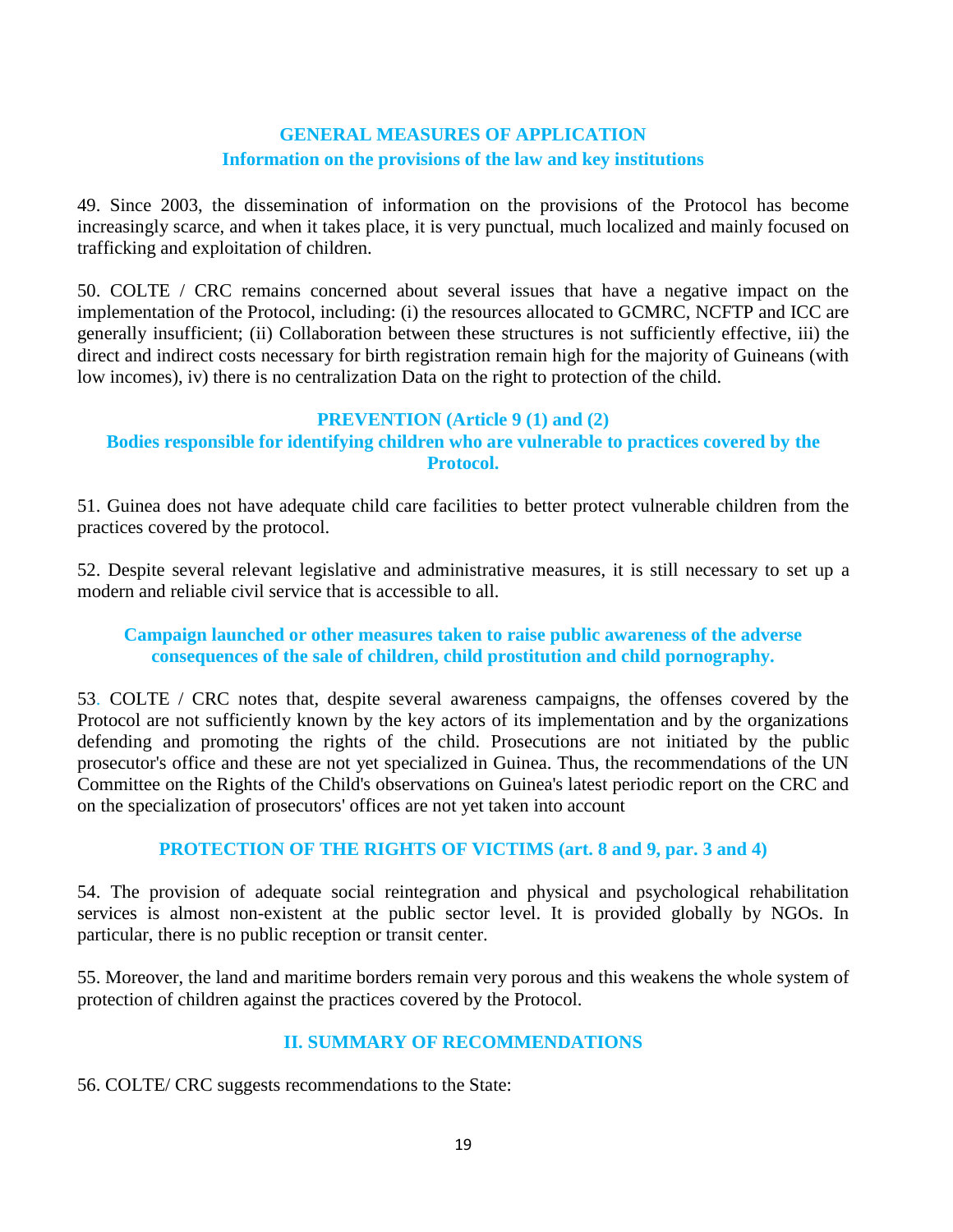## GENERAL MEASURES OF APPLICATION

### Information on the provisions of the law and key institutions

49. Since 2003, the dissemination of information on the provisions of the Protocol has become increasingly scarce, and when it takes place, it is very punctual, much localized and mainly focused on trafficking and exploitation of children.

50. COLTE / CRC remains concerned about several issues that have a negative impact on the implementation of the Protocol, including: (i) the resources allocated to GCMRC, NCFTP and ICC are generally insufficient; (ii) Collaboration between these structures is not sufficiently effective, iii) the direct and indirect costs necessary for birth registration remain high for the majority of Guineans (with low incomes), iv) there is no centralization Data on the right to protection of the child.

## PREVENTION (Article 9 (1) and (2)

### Bodies responsible for identifying children who are vulnerable to practices covered by the Protocol.

51. Guinea does not have adequate child care facilities to better protect vulnerable children from the practices covered by the protocol.

52. Despite several relevant legislative and administrative measures, it is still necessary to set up a modern and reliable civil service that is accessible to all.

### Campaign launched or other measures taken to raise public awareness of the adverse consequences of the sale of children, child prostitution and child pornography.

53. COLTE / CRC notes that, despite several awareness campaigns, the offenses covered by the Protocol are not sufficiently known by the key actors of its implementation and by the organizations defending and promoting the rights of the child. Prosecutions are not initiated by the public prosecutor's office and these are not yet specialized in Guinea. Thus, the recommendations of the UN Committee on the Rights of the Child's observations on Guinea's latest periodic report on the CRC and on the specialization of prosecutors' offices are not yet taken into account

## PROTECTION OF THE RIGHTS OF VICTIMS (art. 8 and 9, par. 3 and 4)

54. The provision of adequate social reintegration and physical and psychological rehabilitation services is almost non-existent at the public sector level. It is provided globally by NGOs. In particular, there is no public reception or transit center.

55. Moreover, the land and maritime borders remain very porous and this weakens the whole system of protection of children against the practices covered by the Protocol.

## II. SUMMARY OF RECOMMENDATIONS

56. COLTE/ CRC suggests recommendations to the State: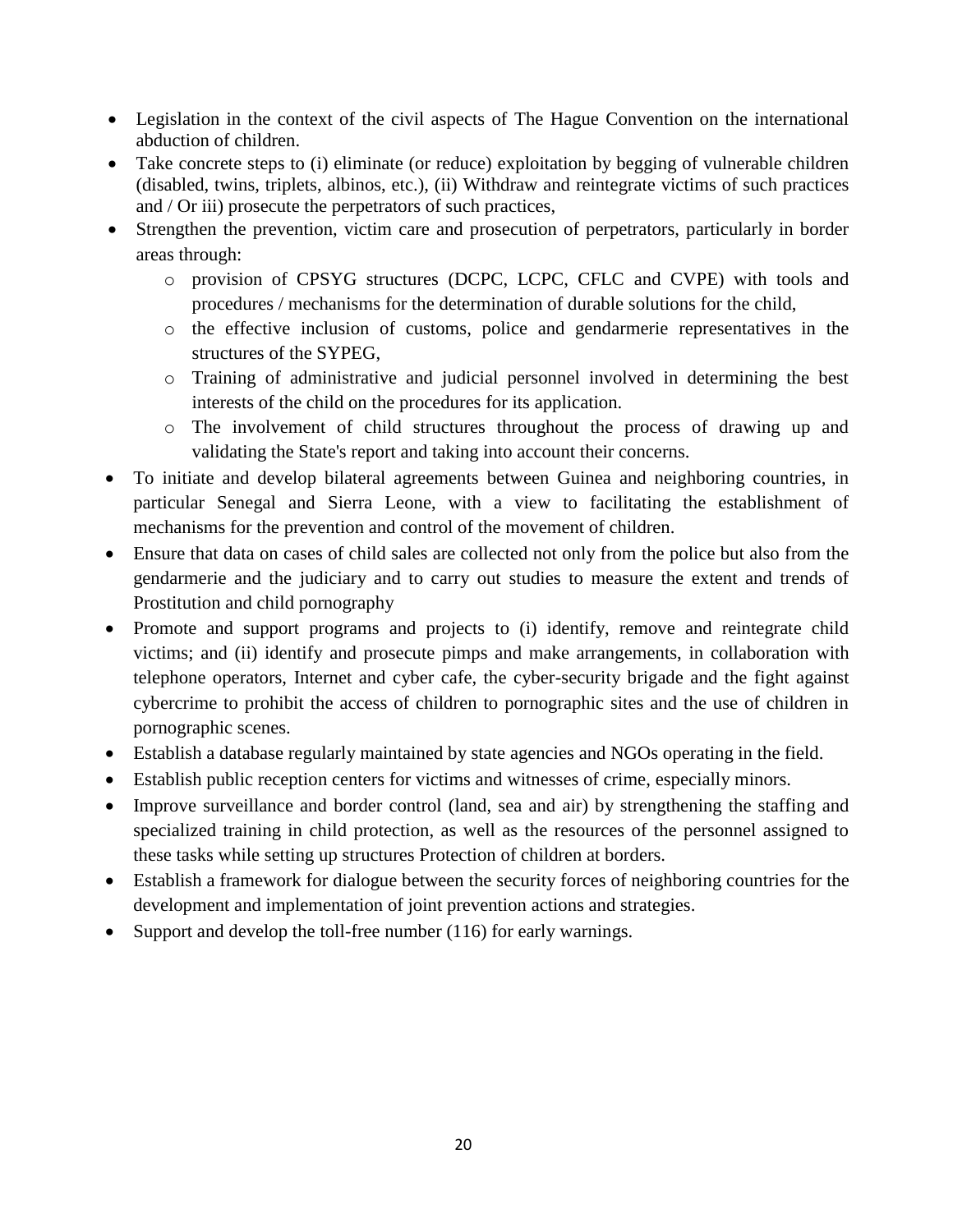- Legislation in the context of the civil aspects of The Hague Convention on the international abduction of children.
- Take concrete steps to (i) eliminate (or reduce) exploitation by begging of vulnerable children (disabled, twins, triplets, albinos, etc.), (ii) Withdraw and reintegrate victims of such practices and / Or iii) prosecute the perpetrators of such practices,
- Strengthen the prevention, victim care and prosecution of perpetrators, particularly in border areas through:
  - provision of CPSYG structures (DCPC, LCPC, CFLC and CVPE) with tools and procedures / mechanisms for the determination of durable solutions for the child,
  - the effective inclusion of customs, police and gendarmerie representatives in the structures of the SYPEG,
  - Training of administrative and judicial personnel involved in determining the best interests of the child on the procedures for its application.
  - The involvement of child structures throughout the process of drawing up and validating the State's report and taking into account their concerns.
- To initiate and develop bilateral agreements between Guinea and neighboring countries, in particular Senegal and Sierra Leone, with a view to facilitating the establishment of mechanisms for the prevention and control of the movement of children.
- Ensure that data on cases of child sales are collected not only from the police but also from the gendarmerie and the judiciary and to carry out studies to measure the extent and trends of Prostitution and child pornography
- Promote and support programs and projects to (i) identify, remove and reintegrate child victims; and (ii) identify and prosecute pimps and make arrangements, in collaboration with telephone operators, Internet and cyber cafe, the cyber-security brigade and the fight against cybercrime to prohibit the access of children to pornographic sites and the use of children in pornographic scenes.
- Establish a database regularly maintained by state agencies and NGOs operating in the field.
- Establish public reception centers for victims and witnesses of crime, especially minors.
- Improve surveillance and border control (land, sea and air) by strengthening the staffing and specialized training in child protection, as well as the resources of the personnel assigned to these tasks while setting up structures Protection of children at borders.
- Establish a framework for dialogue between the security forces of neighboring countries for the development and implementation of joint prevention actions and strategies.
- Support and develop the toll-free number (116) for early warnings.